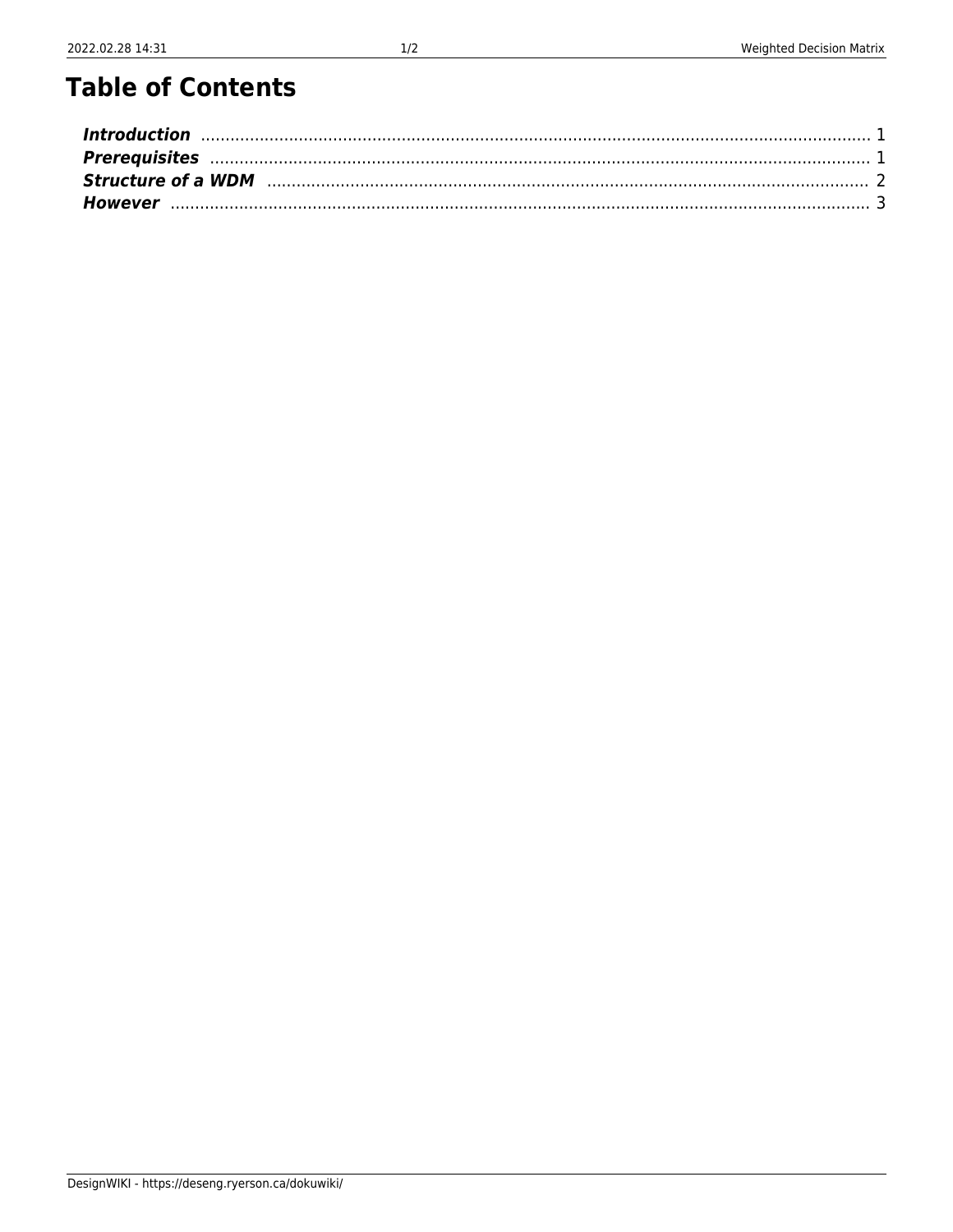# Table of Contents

***Introduction*** ..................................................................................................................................... 1
***Prerequisites*** ..................................................................................................................................... 1
***Structure of a WDM*** ......................................................................................................................... 2
***However*** .......................................................................................................................................... 3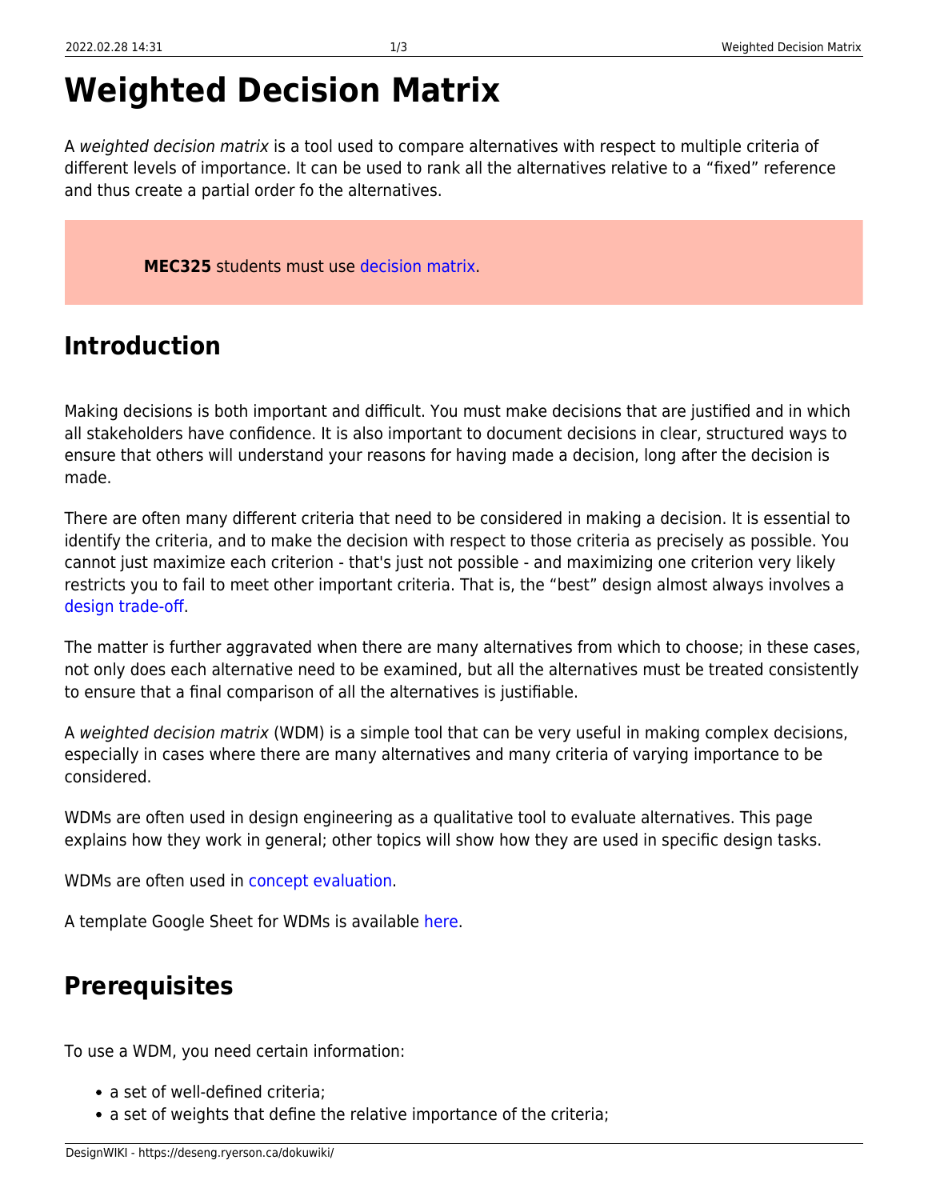# Weighted Decision Matrix

A *weighted decision matrix* is a tool used to compare alternatives with respect to multiple criteria of different levels of importance. It can be used to rank all the alternatives relative to a "fixed" reference and thus create a partial order fo the alternatives.

> **MEC325** students must use decision matrix.

## Introduction

Making decisions is both important and difficult. You must make decisions that are justified and in which all stakeholders have confidence. It is also important to document decisions in clear, structured ways to ensure that others will understand your reasons for having made a decision, long after the decision is made.

There are often many different criteria that need to be considered in making a decision. It is essential to identify the criteria, and to make the decision with respect to those criteria as precisely as possible. You cannot just maximize each criterion - that's just not possible - and maximizing one criterion very likely restricts you to fail to meet other important criteria. That is, the "best" design almost always involves a design trade-off.

The matter is further aggravated when there are many alternatives from which to choose; in these cases, not only does each alternative need to be examined, but all the alternatives must be treated consistently to ensure that a final comparison of all the alternatives is justifiable.

A *weighted decision matrix* (WDM) is a simple tool that can be very useful in making complex decisions, especially in cases where there are many alternatives and many criteria of varying importance to be considered.

WDMs are often used in design engineering as a qualitative tool to evaluate alternatives. This page explains how they work in general; other topics will show how they are used in specific design tasks.

WDMs are often used in concept evaluation.

A template Google Sheet for WDMs is available here.

## Prerequisites

To use a WDM, you need certain information:

- a set of well-defined criteria;
- a set of weights that define the relative importance of the criteria;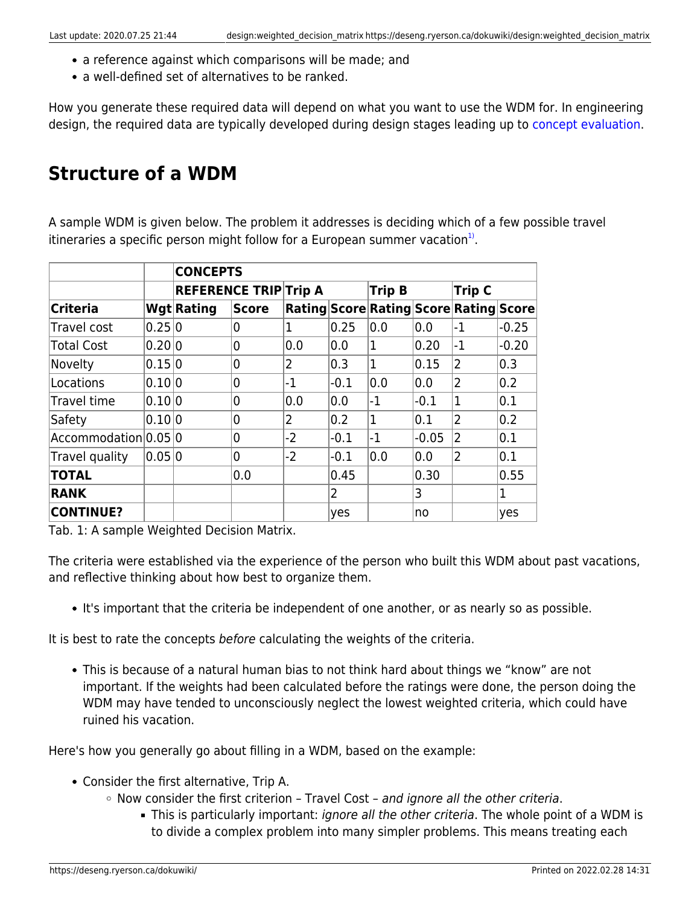- a reference against which comparisons will be made; and
- a well-defined set of alternatives to be ranked.

How you generate these required data will depend on what you want to use the WDM for. In engineering design, the required data are typically developed during design stages leading up to concept evaluation.

# Structure of a WDM

A sample WDM is given below. The problem it addresses is deciding which of a few possible travel itineraries a specific person might follow for a European summer vacation[1].

| | | **CONCEPTS** | | | | | | | |
|---|---|---|---|---|---|---|---|---|---|
| | | **REFERENCE TRIP** | | **Trip A** | | **Trip B** | | **Trip C** | |
| **Criteria** | **Wgt** | **Rating** | **Score** | **Rating** | **Score** | **Rating** | **Score** | **Rating** | **Score** |
| Travel cost | 0.25 | 0 | 0 | 1 | 0.25 | 0.0 | 0.0 | -1 | -0.25 |
| Total Cost | 0.20 | 0 | 0 | 0.0 | 0.0 | 1 | 0.20 | -1 | -0.20 |
| Novelty | 0.15 | 0 | 0 | 2 | 0.3 | 1 | 0.15 | 2 | 0.3 |
| Locations | 0.10 | 0 | 0 | -1 | -0.1 | 0.0 | 0.0 | 2 | 0.2 |
| Travel time | 0.10 | 0 | 0 | 0.0 | 0.0 | -1 | -0.1 | 1 | 0.1 |
| Safety | 0.10 | 0 | 0 | 2 | 0.2 | 1 | 0.1 | 2 | 0.2 |
| Accommodation | 0.05 | 0 | 0 | -2 | -0.1 | -1 | -0.05 | 2 | 0.1 |
| Travel quality | 0.05 | 0 | 0 | -2 | -0.1 | 0.0 | 0.0 | 2 | 0.1 |
| **TOTAL** | | | 0.0 | | 0.45 | | 0.30 | | 0.55 |
| **RANK** | | | | | 2 | | 3 | | 1 |
| **CONTINUE?** | | | | | yes | | no | | yes |

Tab. 1: A sample Weighted Decision Matrix.

The criteria were established via the experience of the person who built this WDM about past vacations, and reflective thinking about how best to organize them.

- It's important that the criteria be independent of one another, or as nearly so as possible.

It is best to rate the concepts *before* calculating the weights of the criteria.

- This is because of a natural human bias to not think hard about things we "know" are not important. If the weights had been calculated before the ratings were done, the person doing the WDM may have tended to unconsciously neglect the lowest weighted criteria, which could have ruined his vacation.

Here's how you generally go about filling in a WDM, based on the example:

- Consider the first alternative, Trip A.
  - Now consider the first criterion – Travel Cost – *and ignore all the other criteria*.
    - This is particularly important: *ignore all the other criteria*. The whole point of a WDM is to divide a complex problem into many simpler problems. This means treating each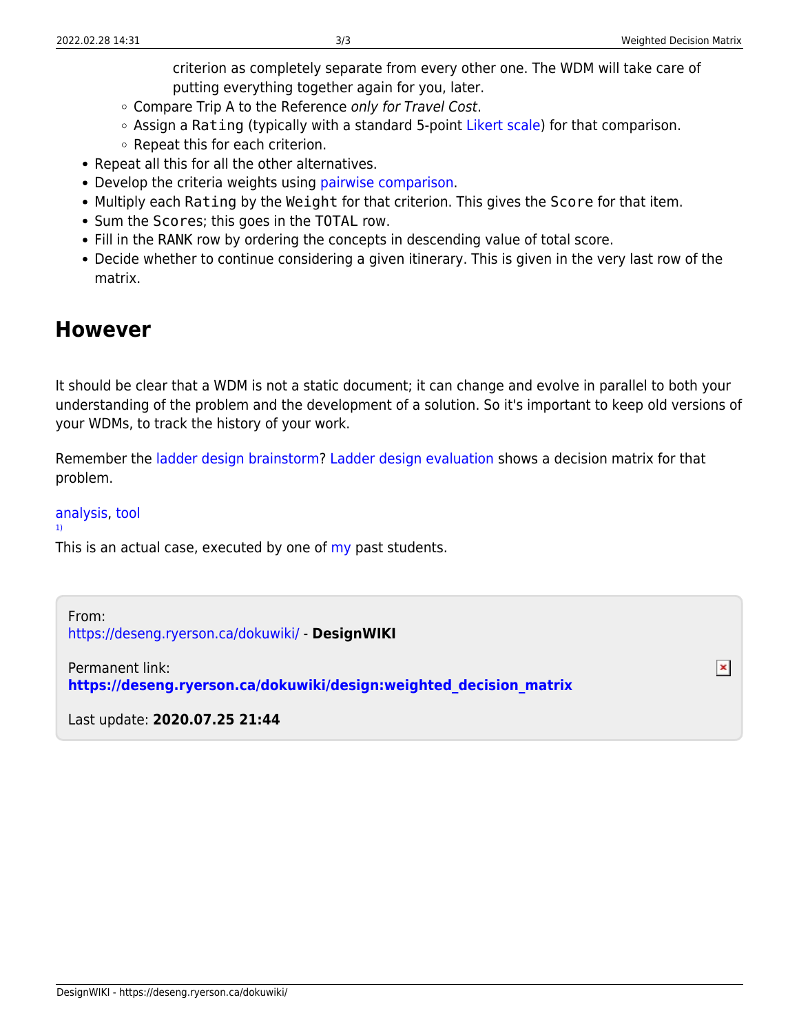criterion as completely separate from every other one. The WDM will take care of putting everything together again for you, later.
    - Compare Trip A to the Reference *only for Travel Cost*.
    - Assign a `Rating` (typically with a standard 5-point Likert scale) for that comparison.
    - Repeat this for each criterion.
- Repeat all this for all the other alternatives.
- Develop the criteria weights using pairwise comparison.
- Multiply each `Rating` by the `Weight` for that criterion. This gives the `Score` for that item.
- Sum the `Scores`; this goes in the TOTAL row.
- Fill in the RANK row by ordering the concepts in descending value of total score.
- Decide whether to continue considering a given itinerary. This is given in the very last row of the matrix.

## However

It should be clear that a WDM is not a static document; it can change and evolve in parallel to both your understanding of the problem and the development of a solution. So it's important to keep old versions of your WDMs, to track the history of your work.

Remember the ladder design brainstorm? Ladder design evaluation shows a decision matrix for that problem.

analysis, tool

[1] This is an actual case, executed by one of my past students.

From:
https://deseng.ryerson.ca/dokuwiki/ - **DesignWIKI**

Permanent link:
**https://deseng.ryerson.ca/dokuwiki/design:weighted_decision_matrix**

Last update: **2020.07.25 21:44**